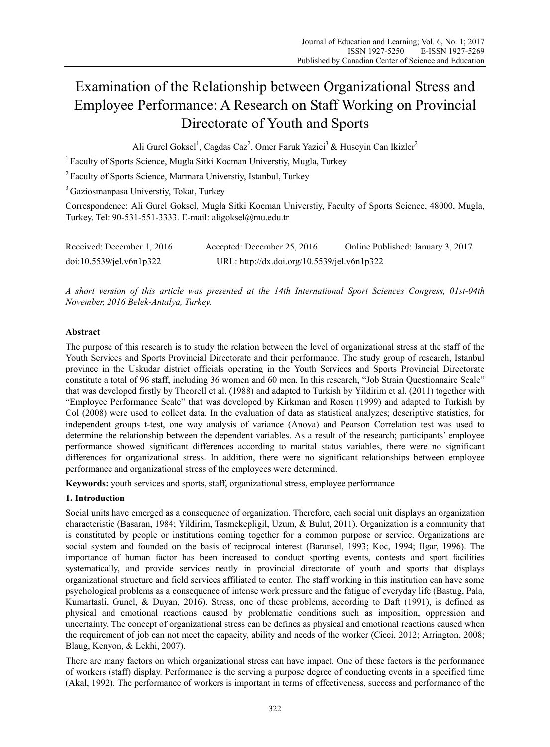# Examination of the Relationship between Organizational Stress and Employee Performance: A Research on Staff Working on Provincial Directorate of Youth and Sports

Ali Gurel Goksel[1], Cagdas Caz[2], Omer Faruk Yazici[3] & Huseyin Can Ikizler[2]

[1] Faculty of Sports Science, Mugla Sitki Kocman Universtiy, Mugla, Turkey

[2] Faculty of Sports Science, Marmara Universtiy, Istanbul, Turkey

[3] Gaziosmanpasa Universtiy, Tokat, Turkey

Correspondence: Ali Gurel Goksel, Mugla Sitki Kocman Universtiy, Faculty of Sports Science, 48000, Mugla, Turkey. Tel: 90-531-551-3333. E-mail: aligoksel@mu.edu.tr

Received: December 1, 2016 Accepted: December 25, 2016 Online Published: January 3, 2017

doi:10.5539/jel.v6n1p322 URL: http://dx.doi.org/10.5539/jel.v6n1p322

*A short version of this article was presented at the 14th International Sport Sciences Congress, 01st-04th November, 2016 Belek-Antalya, Turkey.*

**Abstract**

The purpose of this research is to study the relation between the level of organizational stress at the staff of the Youth Services and Sports Provincial Directorate and their performance. The study group of research, Istanbul province in the Uskudar district officials operating in the Youth Services and Sports Provincial Directorate constitute a total of 96 staff, including 36 women and 60 men. In this research, "Job Strain Questionnaire Scale" that was developed firstly by Theorell et al. (1988) and adapted to Turkish by Yildirim et al. (2011) together with "Employee Performance Scale" that was developed by Kirkman and Rosen (1999) and adapted to Turkish by Col (2008) were used to collect data. In the evaluation of data as statistical analyzes; descriptive statistics, for independent groups t-test, one way analysis of variance (Anova) and Pearson Correlation test was used to determine the relationship between the dependent variables. As a result of the research; participants' employee performance showed significant differences according to marital status variables, there were no significant differences for organizational stress. In addition, there were no significant relationships between employee performance and organizational stress of the employees were determined.

**Keywords:** youth services and sports, staff, organizational stress, employee performance

## 1. Introduction

Social units have emerged as a consequence of organization. Therefore, each social unit displays an organization characteristic (Basaran, 1984; Yildirim, Tasmekepligil, Uzum, & Bulut, 2011). Organization is a community that is constituted by people or institutions coming together for a common purpose or service. Organizations are social system and founded on the basis of reciprocal interest (Baransel, 1993; Koc, 1994; Ilgar, 1996). The importance of human factor has been increased to conduct sporting events, contests and sport facilities systematically, and provide services neatly in provincial directorate of youth and sports that displays organizational structure and field services affiliated to center. The staff working in this institution can have some psychological problems as a consequence of intense work pressure and the fatigue of everyday life (Bastug, Pala, Kumartasli, Gunel, & Duyan, 2016). Stress, one of these problems, according to Daft (1991), is defined as physical and emotional reactions caused by problematic conditions such as imposition, oppression and uncertainty. The concept of organizational stress can be defines as physical and emotional reactions caused when the requirement of job can not meet the capacity, ability and needs of the worker (Cicei, 2012; Arrington, 2008; Blaug, Kenyon, & Lekhi, 2007).

There are many factors on which organizational stress can have impact. One of these factors is the performance of workers (staff) display. Performance is the serving a purpose degree of conducting events in a specified time (Akal, 1992). The performance of workers is important in terms of effectiveness, success and performance of the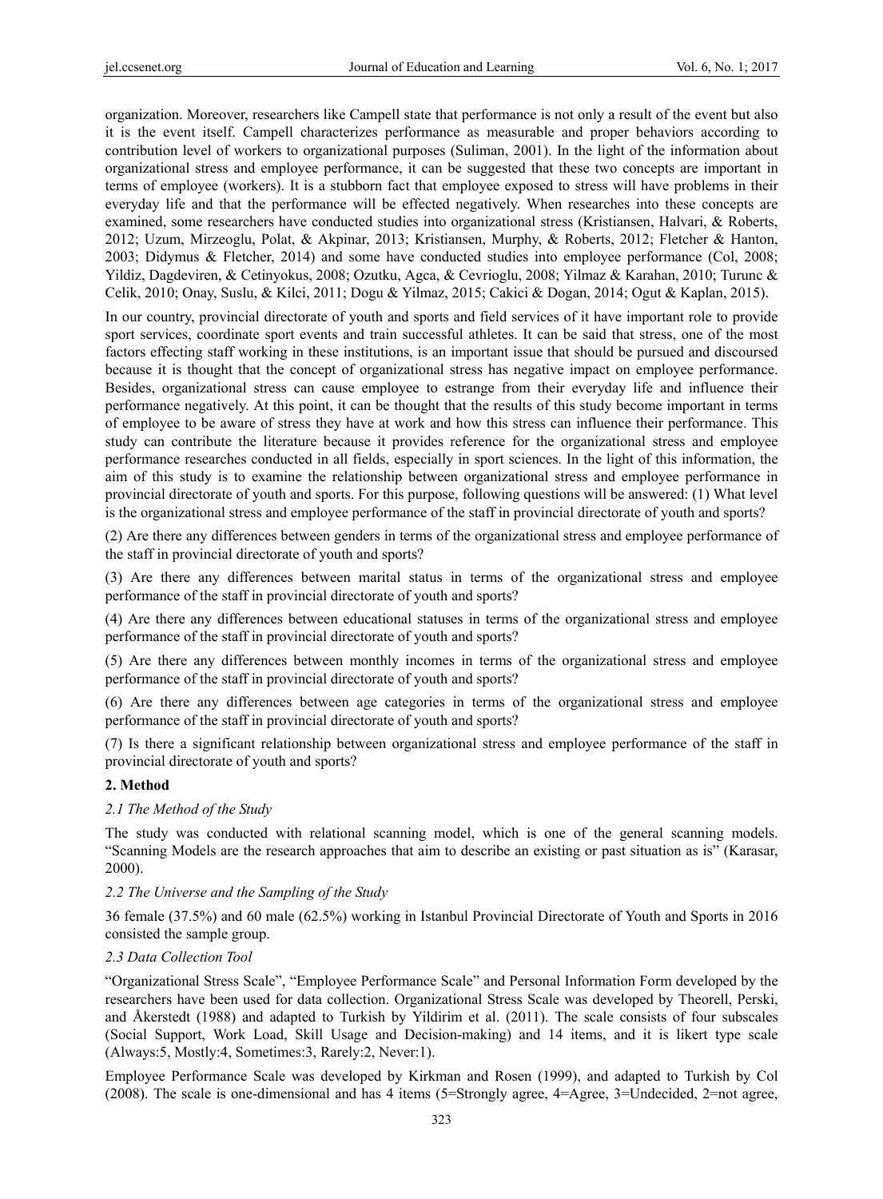organization. Moreover, researchers like Campell state that performance is not only a result of the event but also it is the event itself. Campell characterizes performance as measurable and proper behaviors according to contribution level of workers to organizational purposes (Suliman, 2001). In the light of the information about organizational stress and employee performance, it can be suggested that these two concepts are important in terms of employee (workers). It is a stubborn fact that employee exposed to stress will have problems in their everyday life and that the performance will be effected negatively. When researches into these concepts are examined, some researchers have conducted studies into organizational stress (Kristiansen, Halvari, & Roberts, 2012; Uzum, Mirzeoglu, Polat, & Akpinar, 2013; Kristiansen, Murphy, & Roberts, 2012; Fletcher & Hanton, 2003; Didymus & Fletcher, 2014) and some have conducted studies into employee performance (Col, 2008; Yildiz, Dagdeviren, & Cetinyokus, 2008; Ozutku, Agca, & Cevrioglu, 2008; Yilmaz & Karahan, 2010; Turunc & Celik, 2010; Onay, Suslu, & Kilci, 2011; Dogu & Yilmaz, 2015; Cakici & Dogan, 2014; Ogut & Kaplan, 2015).

In our country, provincial directorate of youth and sports and field services of it have important role to provide sport services, coordinate sport events and train successful athletes. It can be said that stress, one of the most factors effecting staff working in these institutions, is an important issue that should be pursued and discoursed because it is thought that the concept of organizational stress has negative impact on employee performance. Besides, organizational stress can cause employee to estrange from their everyday life and influence their performance negatively. At this point, it can be thought that the results of this study become important in terms of employee to be aware of stress they have at work and how this stress can influence their performance. This study can contribute the literature because it provides reference for the organizational stress and employee performance researches conducted in all fields, especially in sport sciences. In the light of this information, the aim of this study is to examine the relationship between organizational stress and employee performance in provincial directorate of youth and sports. For this purpose, following questions will be answered: (1) What level is the organizational stress and employee performance of the staff in provincial directorate of youth and sports?

(2) Are there any differences between genders in terms of the organizational stress and employee performance of the staff in provincial directorate of youth and sports?

(3) Are there any differences between marital status in terms of the organizational stress and employee performance of the staff in provincial directorate of youth and sports?

(4) Are there any differences between educational statuses in terms of the organizational stress and employee performance of the staff in provincial directorate of youth and sports?

(5) Are there any differences between monthly incomes in terms of the organizational stress and employee performance of the staff in provincial directorate of youth and sports?

(6) Are there any differences between age categories in terms of the organizational stress and employee performance of the staff in provincial directorate of youth and sports?

(7) Is there a significant relationship between organizational stress and employee performance of the staff in provincial directorate of youth and sports?

## 2. Method

### *2.1 The Method of the Study*

The study was conducted with relational scanning model, which is one of the general scanning models. "Scanning Models are the research approaches that aim to describe an existing or past situation as is" (Karasar, 2000).

### *2.2 The Universe and the Sampling of the Study*

36 female (37.5%) and 60 male (62.5%) working in Istanbul Provincial Directorate of Youth and Sports in 2016 consisted the sample group.

### *2.3 Data Collection Tool*

"Organizational Stress Scale", "Employee Performance Scale" and Personal Information Form developed by the researchers have been used for data collection. Organizational Stress Scale was developed by Theorell, Perski, and Åkerstedt (1988) and adapted to Turkish by Yildirim et al. (2011). The scale consists of four subscales (Social Support, Work Load, Skill Usage and Decision-making) and 14 items, and it is likert type scale (Always:5, Mostly:4, Sometimes:3, Rarely:2, Never:1).

Employee Performance Scale was developed by Kirkman and Rosen (1999), and adapted to Turkish by Col (2008). The scale is one-dimensional and has 4 items (5=Strongly agree, 4=Agree, 3=Undecided, 2=not agree,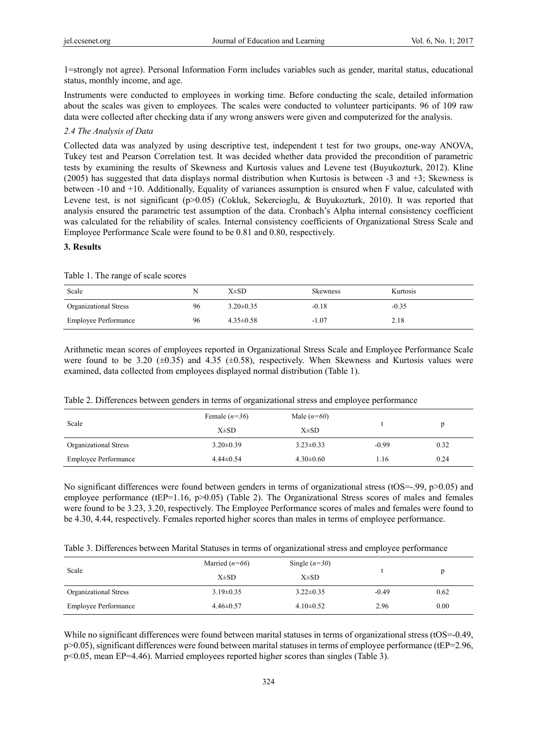1=strongly not agree). Personal Information Form includes variables such as gender, marital status, educational status, monthly income, and age.

Instruments were conducted to employees in working time. Before conducting the scale, detailed information about the scales was given to employees. The scales were conducted to volunteer participants. 96 of 109 raw data were collected after checking data if any wrong answers were given and computerized for the analysis.

### *2.4 The Analysis of Data*

Collected data was analyzed by using descriptive test, independent t test for two groups, one-way ANOVA, Tukey test and Pearson Correlation test. It was decided whether data provided the precondition of parametric tests by examining the results of Skewness and Kurtosis values and Levene test (Buyukozturk, 2012). Kline (2005) has suggested that data displays normal distribution when Kurtosis is between -3 and +3; Skewness is between -10 and +10. Additionally, Equality of variances assumption is ensured when F value, calculated with Levene test, is not significant ($p>0.05$) (Cokluk, Sekercioglu, & Buyukozturk, 2010). It was reported that analysis ensured the parametric test assumption of the data. Cronbach's Alpha internal consistency coefficient was calculated for the reliability of scales. Internal consistency coefficients of Organizational Stress Scale and Employee Performance Scale were found to be 0.81 and 0.80, respectively.

## 3. Results

Table 1. The range of scale scores

| Scale | N | X±SD | Skewness | Kurtosis |
|---|---|---|---|---|
| Organizational Stress | 96 | 3.20±0.35 | -0.18 | -0.35 |
| Employee Performance | 96 | 4.35±0.58 | -1.07 | 2.18 |

Arithmetic mean scores of employees reported in Organizational Stress Scale and Employee Performance Scale were found to be 3.20 (±0.35) and 4.35 (±0.58), respectively. When Skewness and Kurtosis values were examined, data collected from employees displayed normal distribution (Table 1).

Table 2. Differences between genders in terms of organizational stress and employee performance

| Scale | Female (*n=36*) | Male (*n=60*) | t | p |
|---|---|---|---|---|
| | X±SD | X±SD | | |
| Organizational Stress | 3.20±0.39 | 3.23±0.33 | -0.99 | 0.32 |
| Employee Performance | 4.44±0.54 | 4.30±0.60 | 1.16 | 0.24 |

No significant differences were found between genders in terms of organizational stress ($t_{OS}=-.99$, $p>0.05$) and employee performance ($t_{EP}=1.16$, $p>0.05$) (Table 2). The Organizational Stress scores of males and females were found to be 3.23, 3.20, respectively. The Employee Performance scores of males and females were found to be 4.30, 4.44, respectively. Females reported higher scores than males in terms of employee performance.

Table 3. Differences between Marital Statuses in terms of organizational stress and employee performance

| Scale | Married (*n=66*) | Single (*n=30*) | t | p |
|---|---|---|---|---|
| | X±SD | X±SD | | |
| Organizational Stress | 3.19±0.35 | 3.22±0.35 | -0.49 | 0.62 |
| Employee Performance | 4.46±0.57 | 4.10±0.52 | 2.96 | 0.00 |

While no significant differences were found between marital statuses in terms of organizational stress ($t_{OS}=-0.49$, $p>0.05$), significant differences were found between marital statuses in terms of employee performance ($t_{EP}=2.96$, $p<0.05$, mean EP=4.46). Married employees reported higher scores than singles (Table 3).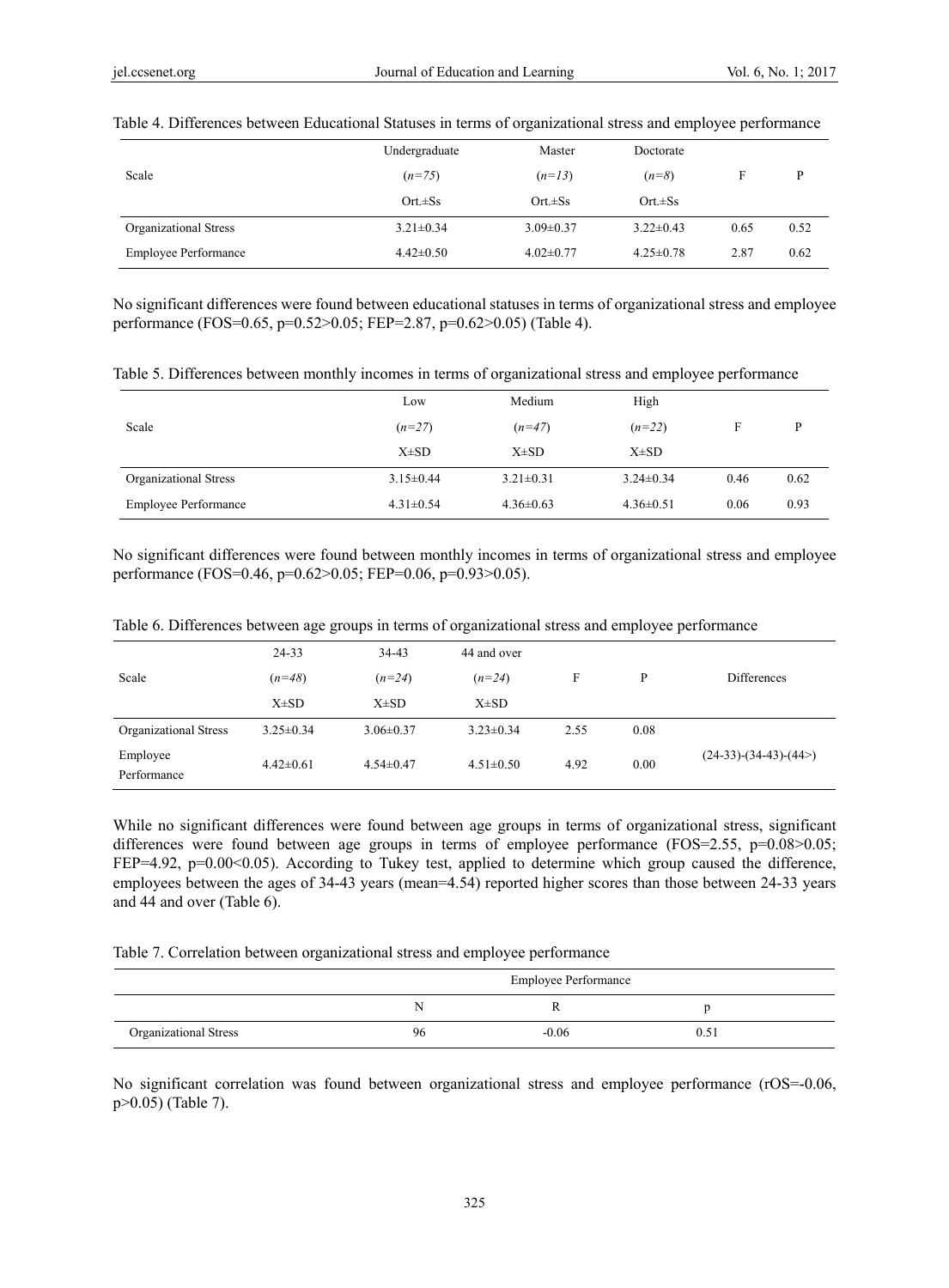Table 4. Differences between Educational Statuses in terms of organizational stress and employee performance

| Scale | Undergraduate (*n=75*) Ort.±Ss | Master (*n=13*) Ort.±Ss | Doctorate (*n=8*) Ort.±Ss | F | P |
|---|---|---|---|---|---|
| Organizational Stress | 3.21±0.34 | 3.09±0.37 | 3.22±0.43 | 0.65 | 0.52 |
| Employee Performance | 4.42±0.50 | 4.02±0.77 | 4.25±0.78 | 2.87 | 0.62 |

No significant differences were found between educational statuses in terms of organizational stress and employee performance (FOS=0.65, p=0.52>0.05; FEP=2.87, p=0.62>0.05) (Table 4).

Table 5. Differences between monthly incomes in terms of organizational stress and employee performance

| Scale | Low (*n=27*) X±SD | Medium (*n=47*) X±SD | High (*n=22*) X±SD | F | P |
|---|---|---|---|---|---|
| Organizational Stress | 3.15±0.44 | 3.21±0.31 | 3.24±0.34 | 0.46 | 0.62 |
| Employee Performance | 4.31±0.54 | 4.36±0.63 | 4.36±0.51 | 0.06 | 0.93 |

No significant differences were found between monthly incomes in terms of organizational stress and employee performance (FOS=0.46, p=0.62>0.05; FEP=0.06, p=0.93>0.05).

Table 6. Differences between age groups in terms of organizational stress and employee performance

| Scale | 24-33 (*n=48*) X±SD | 34-43 (*n=24*) X±SD | 44 and over (*n=24*) X±SD | F | P | Differences |
|---|---|---|---|---|---|---|
| Organizational Stress | 3.25±0.34 | 3.06±0.37 | 3.23±0.34 | 2.55 | 0.08 | |
| Employee Performance | 4.42±0.61 | 4.54±0.47 | 4.51±0.50 | 4.92 | 0.00 | (24-33)-(34-43)-(44>) |

While no significant differences were found between age groups in terms of organizational stress, significant differences were found between age groups in terms of employee performance (FOS=2.55, p=0.08>0.05; FEP=4.92, p=0.00<0.05). According to Tukey test, applied to determine which group caused the difference, employees between the ages of 34-43 years (mean=4.54) reported higher scores than those between 24-33 years and 44 and over (Table 6).

Table 7. Correlation between organizational stress and employee performance

| | Employee Performance | | |
|---|---|---|---|
| | N | R | p |
| Organizational Stress | 96 | -0.06 | 0.51 |

No significant correlation was found between organizational stress and employee performance (rOS=-0.06, p>0.05) (Table 7).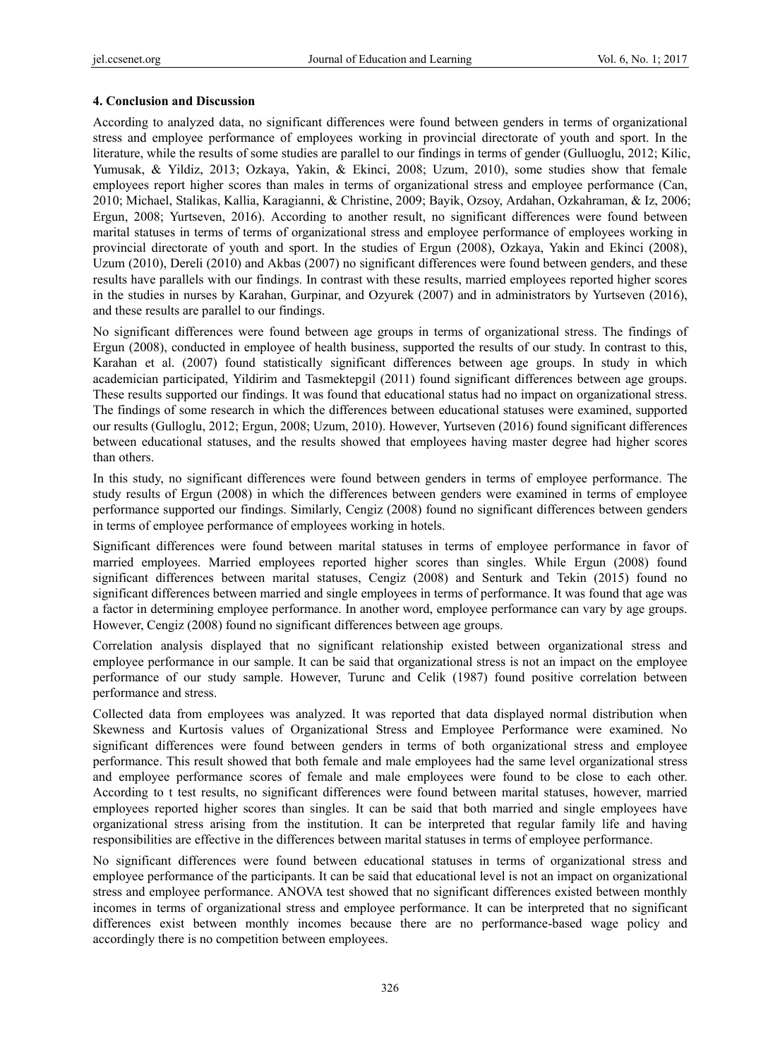### 4. Conclusion and Discussion

According to analyzed data, no significant differences were found between genders in terms of organizational stress and employee performance of employees working in provincial directorate of youth and sport. In the literature, while the results of some studies are parallel to our findings in terms of gender (Gulluoglu, 2012; Kilic, Yumusak, & Yildiz, 2013; Ozkaya, Yakin, & Ekinci, 2008; Uzum, 2010), some studies show that female employees report higher scores than males in terms of organizational stress and employee performance (Can, 2010; Michael, Stalikas, Kallia, Karagianni, & Christine, 2009; Bayik, Ozsoy, Ardahan, Ozkahraman, & Iz, 2006; Ergun, 2008; Yurtseven, 2016). According to another result, no significant differences were found between marital statuses in terms of terms of organizational stress and employee performance of employees working in provincial directorate of youth and sport. In the studies of Ergun (2008), Ozkaya, Yakin and Ekinci (2008), Uzum (2010), Dereli (2010) and Akbas (2007) no significant differences were found between genders, and these results have parallels with our findings. In contrast with these results, married employees reported higher scores in the studies in nurses by Karahan, Gurpinar, and Ozyurek (2007) and in administrators by Yurtseven (2016), and these results are parallel to our findings.

No significant differences were found between age groups in terms of organizational stress. The findings of Ergun (2008), conducted in employee of health business, supported the results of our study. In contrast to this, Karahan et al. (2007) found statistically significant differences between age groups. In study in which academician participated, Yildirim and Tasmektepgil (2011) found significant differences between age groups. These results supported our findings. It was found that educational status had no impact on organizational stress. The findings of some research in which the differences between educational statuses were examined, supported our results (Gulloglu, 2012; Ergun, 2008; Uzum, 2010). However, Yurtseven (2016) found significant differences between educational statuses, and the results showed that employees having master degree had higher scores than others.

In this study, no significant differences were found between genders in terms of employee performance. The study results of Ergun (2008) in which the differences between genders were examined in terms of employee performance supported our findings. Similarly, Cengiz (2008) found no significant differences between genders in terms of employee performance of employees working in hotels.

Significant differences were found between marital statuses in terms of employee performance in favor of married employees. Married employees reported higher scores than singles. While Ergun (2008) found significant differences between marital statuses, Cengiz (2008) and Senturk and Tekin (2015) found no significant differences between married and single employees in terms of performance. It was found that age was a factor in determining employee performance. In another word, employee performance can vary by age groups. However, Cengiz (2008) found no significant differences between age groups.

Correlation analysis displayed that no significant relationship existed between organizational stress and employee performance in our sample. It can be said that organizational stress is not an impact on the employee performance of our study sample. However, Turunc and Celik (1987) found positive correlation between performance and stress.

Collected data from employees was analyzed. It was reported that data displayed normal distribution when Skewness and Kurtosis values of Organizational Stress and Employee Performance were examined. No significant differences were found between genders in terms of both organizational stress and employee performance. This result showed that both female and male employees had the same level organizational stress and employee performance scores of female and male employees were found to be close to each other. According to t test results, no significant differences were found between marital statuses, however, married employees reported higher scores than singles. It can be said that both married and single employees have organizational stress arising from the institution. It can be interpreted that regular family life and having responsibilities are effective in the differences between marital statuses in terms of employee performance.

No significant differences were found between educational statuses in terms of organizational stress and employee performance of the participants. It can be said that educational level is not an impact on organizational stress and employee performance. ANOVA test showed that no significant differences existed between monthly incomes in terms of organizational stress and employee performance. It can be interpreted that no significant differences exist between monthly incomes because there are no performance-based wage policy and accordingly there is no competition between employees.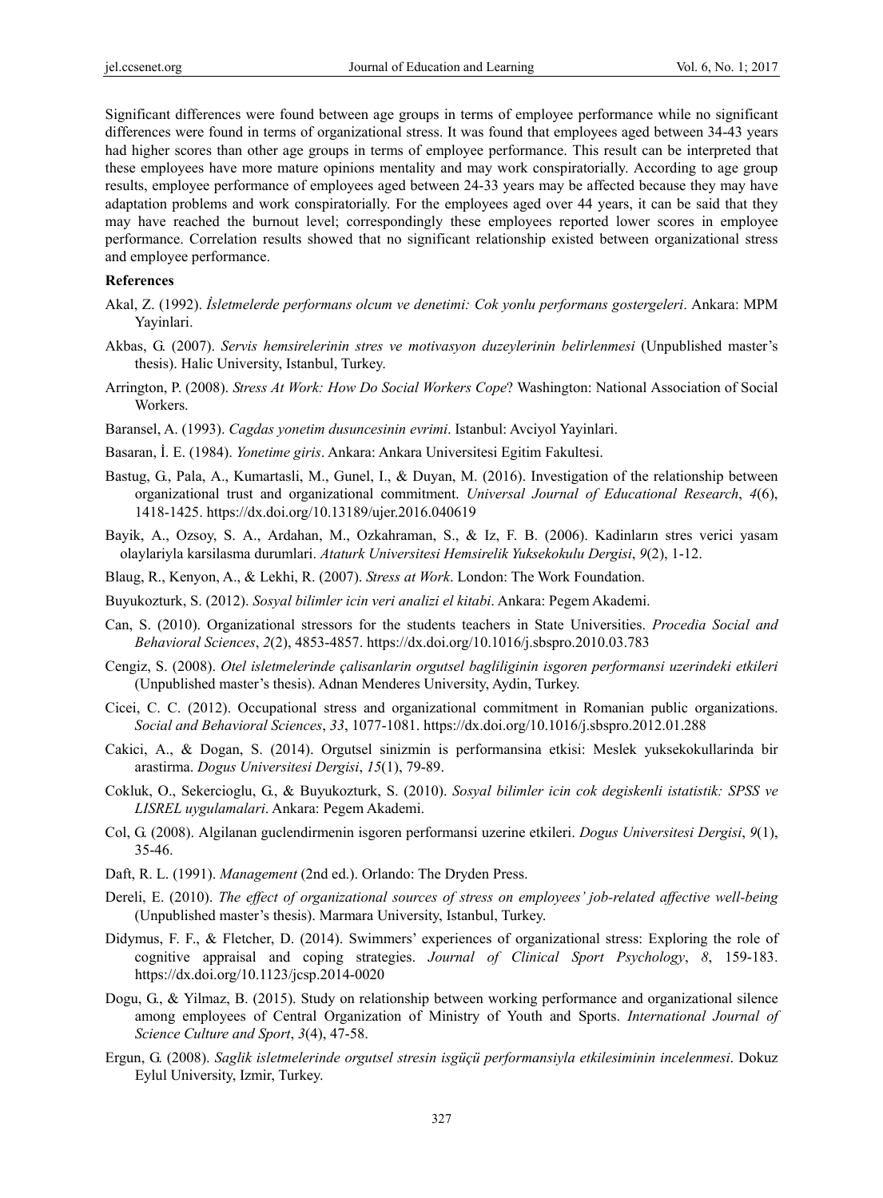Significant differences were found between age groups in terms of employee performance while no significant differences were found in terms of organizational stress. It was found that employees aged between 34-43 years had higher scores than other age groups in terms of employee performance. This result can be interpreted that these employees have more mature opinions mentality and may work conspiratorially. According to age group results, employee performance of employees aged between 24-33 years may be affected because they may have adaptation problems and work conspiratorially. For the employees aged over 44 years, it can be said that they may have reached the burnout level; correspondingly these employees reported lower scores in employee performance. Correlation results showed that no significant relationship existed between organizational stress and employee performance.

**References**

Akal, Z. (1992). *İsletmelerde performans olcum ve denetimi: Cok yonlu performans gostergeleri*. Ankara: MPM Yayinlari.

Akbas, G. (2007). *Servis hemsirelerinin stres ve motivasyon duzeylerinin belirlenmesi* (Unpublished master's thesis). Halic University, Istanbul, Turkey.

Arrington, P. (2008). *Stress At Work: How Do Social Workers Cope*? Washington: National Association of Social Workers.

Baransel, A. (1993). *Cagdas yonetim dusuncesinin evrimi*. Istanbul: Avciyol Yayinlari.

Basaran, İ. E. (1984). *Yonetime giris*. Ankara: Ankara Universitesi Egitim Fakultesi.

Bastug, G., Pala, A., Kumartasli, M., Gunel, I., & Duyan, M. (2016). Investigation of the relationship between organizational trust and organizational commitment. *Universal Journal of Educational Research*, *4*(6), 1418-1425. https://dx.doi.org/10.13189/ujer.2016.040619

Bayik, A., Ozsoy, S. A., Ardahan, M., Ozkahraman, S., & Iz, F. B. (2006). Kadinların stres verici yasam olaylariyla karsilasma durumlari. *Ataturk Universitesi Hemsirelik Yuksekokulu Dergisi*, *9*(2), 1-12.

Blaug, R., Kenyon, A., & Lekhi, R. (2007). *Stress at Work*. London: The Work Foundation.

Buyukozturk, S. (2012). *Sosyal bilimler icin veri analizi el kitabi*. Ankara: Pegem Akademi.

Can, S. (2010). Organizational stressors for the students teachers in State Universities. *Procedia Social and Behavioral Sciences*, *2*(2), 4853-4857. https://dx.doi.org/10.1016/j.sbspro.2010.03.783

Cengiz, S. (2008). *Otel isletmelerinde çalisanlarin orgutsel bagliliginin isgoren performansi uzerindeki etkileri* (Unpublished master's thesis). Adnan Menderes University, Aydin, Turkey.

Cicei, C. C. (2012). Occupational stress and organizational commitment in Romanian public organizations. *Social and Behavioral Sciences*, *33*, 1077-1081. https://dx.doi.org/10.1016/j.sbspro.2012.01.288

Cakici, A., & Dogan, S. (2014). Orgutsel sinizmin is performansina etkisi: Meslek yuksekokullarinda bir arastirma. *Dogus Universitesi Dergisi*, *15*(1), 79-89.

Cokluk, O., Sekercioglu, G., & Buyukozturk, S. (2010). *Sosyal bilimler icin cok degiskenli istatistik: SPSS ve LISREL uygulamalari*. Ankara: Pegem Akademi.

Col, G. (2008). Algilanan guclendirmenin isgoren performansi uzerine etkileri. *Dogus Universitesi Dergisi*, *9*(1), 35-46.

Daft, R. L. (1991). *Management* (2nd ed.). Orlando: The Dryden Press.

Dereli, E. (2010). *The effect of organizational sources of stress on employees' job-related affective well-being* (Unpublished master's thesis). Marmara University, Istanbul, Turkey.

Didymus, F. F., & Fletcher, D. (2014). Swimmers' experiences of organizational stress: Exploring the role of cognitive appraisal and coping strategies. *Journal of Clinical Sport Psychology*, *8*, 159-183. https://dx.doi.org/10.1123/jcsp.2014-0020

Dogu, G., & Yilmaz, B. (2015). Study on relationship between working performance and organizational silence among employees of Central Organization of Ministry of Youth and Sports. *International Journal of Science Culture and Sport*, *3*(4), 47-58.

Ergun, G. (2008). *Saglik isletmelerinde orgutsel stresin isgüçü performansiyla etkilesiminin incelenmesi*. Dokuz Eylul University, Izmir, Turkey.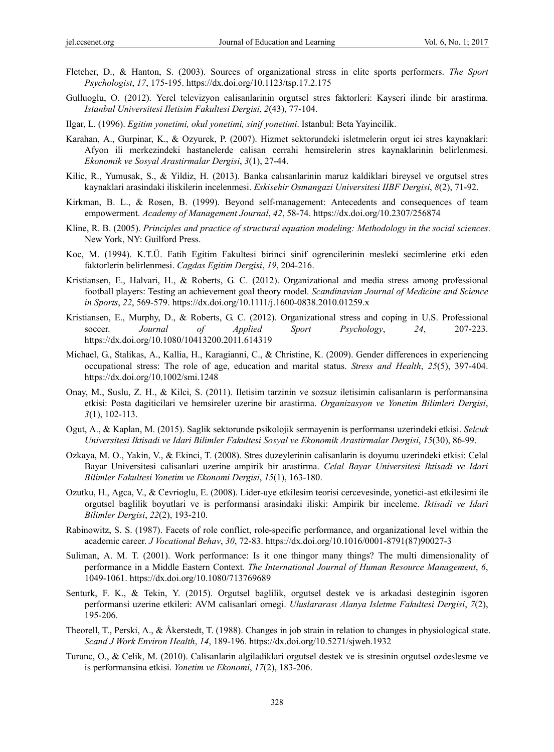Fletcher, D., & Hanton, S. (2003). Sources of organizational stress in elite sports performers. *The Sport Psychologist*, *17*, 175-195. https://dx.doi.org/10.1123/tsp.17.2.175

Gulluoglu, O. (2012). Yerel televizyon calisanlarinin orgutsel stres faktorleri: Kayseri ilinde bir arastirma. *Istanbul Universitesi Iletisim Fakultesi Dergisi*, *2*(43), 77-104.

Ilgar, L. (1996). *Egitim yonetimi, okul yonetimi, sinif yonetimi*. Istanbul: Beta Yayincilik.

Karahan, A., Gurpinar, K., & Ozyurek, P. (2007). Hizmet sektorundeki isletmelerin orgut ici stres kaynaklari: Afyon ili merkezindeki hastanelerde calisan cerrahi hemsirelerin stres kaynaklarinin belirlenmesi. *Ekonomik ve Sosyal Arastirmalar Dergisi*, *3*(1), 27-44.

Kilic, R., Yumusak, S., & Yildiz, H. (2013). Banka calısanlarinin maruz kaldiklari bireysel ve orgutsel stres kaynaklari arasindaki iliskilerin incelenmesi. *Eskisehir Osmangazi Universitesi IIBF Dergisi*, *8*(2), 71-92.

Kirkman, B. L., & Rosen, B. (1999). Beyond self-management: Antecedents and consequences of team empowerment. *Academy of Management Journal*, *42*, 58-74. https://dx.doi.org/10.2307/256874

Kline, R. B. (2005). *Principles and practice of structural equation modeling: Methodology in the social sciences*. New York, NY: Guilford Press.

Koc, M. (1994). K.T.Ü. Fatih Egitim Fakultesi birinci sinif ogrencilerinin mesleki secimlerine etki eden faktorlerin belirlenmesi. *Cagdas Egitim Dergisi*, *19*, 204-216.

Kristiansen, E., Halvari, H., & Roberts, G. C. (2012). Organizational and media stress among professional football players: Testing an achievement goal theory model. *Scandinavian Journal of Medicine and Science in Sports*, *22*, 569-579. https://dx.doi.org/10.1111/j.1600-0838.2010.01259.x

Kristiansen, E., Murphy, D., & Roberts, G. C. (2012). Organizational stress and coping in U.S. Professional soccer. *Journal of Applied Sport Psychology*, *24*, 207-223. https://dx.doi.org/10.1080/10413200.2011.614319

Michael, G., Stalikas, A., Kallia, H., Karagianni, C., & Christine, K. (2009). Gender differences in experiencing occupational stress: The role of age, education and marital status. *Stress and Health*, *25*(5), 397-404. https://dx.doi.org/10.1002/smi.1248

Onay, M., Suslu, Z. H., & Kilci, S. (2011). Iletisim tarzinin ve sozsuz iletisimin calisanların is performansina etkisi: Posta dagiticilari ve hemsireler uzerine bir arastirma. *Organizasyon ve Yonetim Bilimleri Dergisi*, *3*(1), 102-113.

Ogut, A., & Kaplan, M. (2015). Saglik sektorunde psikolojik sermayenin is performansı uzerindeki etkisi. *Selcuk Universitesi Iktisadi ve Idari Bilimler Fakultesi Sosyal ve Ekonomik Arastirmalar Dergisi*, *15*(30), 86-99.

Ozkaya, M. O., Yakin, V., & Ekinci, T. (2008). Stres duzeylerinin calisanlarin is doyumu uzerindeki etkisi: Celal Bayar Universitesi calisanlari uzerine ampirik bir arastirma. *Celal Bayar Universitesi Iktisadi ve Idari Bilimler Fakultesi Yonetim ve Ekonomi Dergisi*, *15*(1), 163-180.

Ozutku, H., Agca, V., & Cevrioglu, E. (2008). Lider-uye etkilesim teorisi cercevesinde, yonetici-ast etkilesimi ile orgutsel baglilik boyutlari ve is performansi arasindaki iliski: Ampirik bir inceleme. *Iktisadi ve Idari Bilimler Dergisi*, *22*(2), 193-210.

Rabinowitz, S. S. (1987). Facets of role conflict, role-specific performance, and organizational level within the academic career. *J Vocational Behav*, *30*, 72-83. https://dx.doi.org/10.1016/0001-8791(87)90027-3

Suliman, A. M. T. (2001). Work performance: Is it one thingor many things? The multi dimensionality of performance in a Middle Eastern Context. *The International Journal of Human Resource Management*, *6*, 1049-1061. https://dx.doi.org/10.1080/713769689

Senturk, F. K., & Tekin, Y. (2015). Orgutsel baglilik, orgutsel destek ve is arkadasi desteginin isgoren performansi uzerine etkileri: AVM calisanlari ornegi. *Uluslararası Alanya Isletme Fakultesi Dergisi*, *7*(2), 195-206.

Theorell, T., Perski, A., & Åkerstedt, T. (1988). Changes in job strain in relation to changes in physiological state. *Scand J Work Environ Health*, *14*, 189-196. https://dx.doi.org/10.5271/sjweh.1932

Turunc, O., & Celik, M. (2010). Calisanlarin algiladiklari orgutsel destek ve is stresinin orgutsel ozdeslesme ve is performansina etkisi. *Yonetim ve Ekonomi*, *17*(2), 183-206.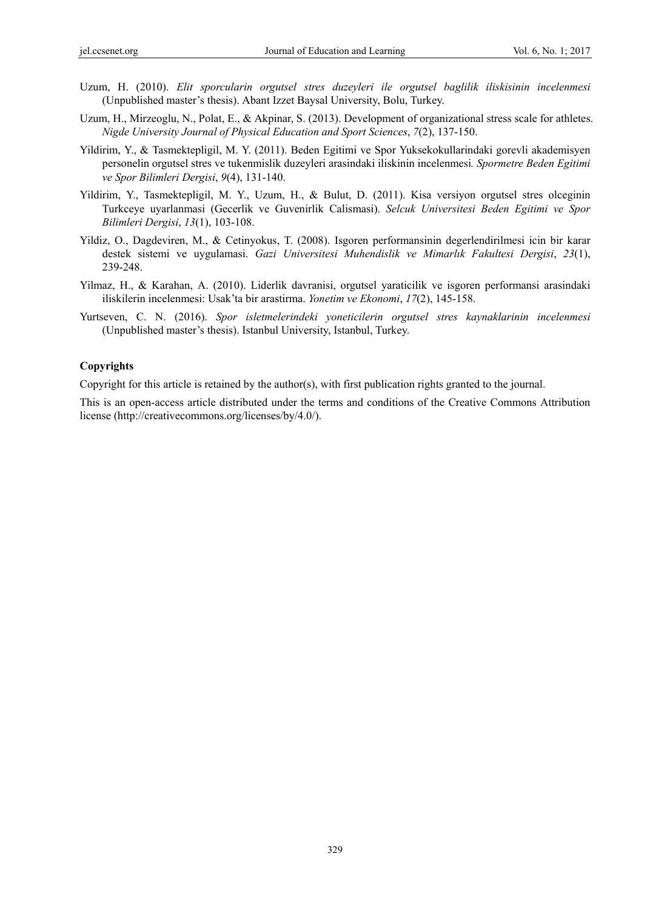Uzum, H. (2010). *Elit sporcularin orgutsel stres duzeyleri ile orgutsel baglilik iliskisinin incelenmesi* (Unpublished master's thesis). Abant Izzet Baysal University, Bolu, Turkey.

Uzum, H., Mirzeoglu, N., Polat, E., & Akpinar, S. (2013). Development of organizational stress scale for athletes. *Nigde University Journal of Physical Education and Sport Sciences*, *7*(2), 137-150.

Yildirim, Y., & Tasmektepligil, M. Y. (2011). Beden Egitimi ve Spor Yuksekokullarindaki gorevli akademisyen personelin orgutsel stres ve tukenmislik duzeyleri arasindaki iliskinin incelenmesi*. Spormetre Beden Egitimi ve Spor Bilimleri Dergisi*, *9*(4), 131-140.

Yildirim, Y., Tasmektepligil, M. Y., Uzum, H., & Bulut, D. (2011). Kisa versiyon orgutsel stres olceginin Turkceye uyarlanmasi (Gecerlik ve Guvenirlik Calismasi). *Selcuk Universitesi Beden Egitimi ve Spor Bilimleri Dergisi*, *13*(1), 103-108.

Yildiz, O., Dagdeviren, M., & Cetinyokus, T. (2008). Isgoren performansinin degerlendirilmesi icin bir karar destek sistemi ve uygulamasi. *Gazi Universitesi Muhendislik ve Mimarlık Fakultesi Dergisi*, *23*(1), 239-248.

Yilmaz, H., & Karahan, A. (2010). Liderlik davranisi, orgutsel yaraticilik ve isgoren performansi arasindaki iliskilerin incelenmesi: Usak'ta bir arastirma. *Yonetim ve Ekonomi*, *17*(2), 145-158.

Yurtseven, C. N. (2016). *Spor isletmelerindeki yoneticilerin orgutsel stres kaynaklarinin incelenmesi* (Unpublished master's thesis). Istanbul University, Istanbul, Turkey.

**Copyrights**

Copyright for this article is retained by the author(s), with first publication rights granted to the journal.

This is an open-access article distributed under the terms and conditions of the Creative Commons Attribution license (http://creativecommons.org/licenses/by/4.0/).